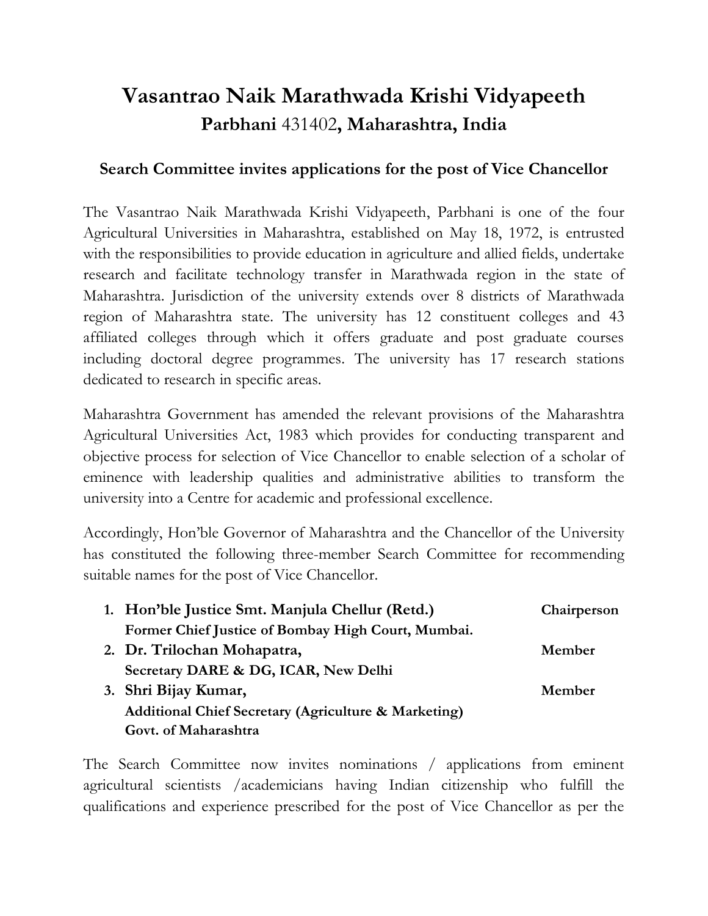# Vasantrao Naik Marathwada Krishi Vidyapeeth

## **Parbhani** 431402**, Maharashtra, India**

### Search Committee invites applications for the post of Vice Chancellor

The Vasantrao Naik Marathwada Krishi Vidyapeeth, Parbhani is one of the four Agricultural Universities in Maharashtra, established on May 18, 1972, is entrusted with the responsibilities to provide education in agriculture and allied fields, undertake research and facilitate technology transfer in Marathwada region in the state of Maharashtra. Jurisdiction of the university extends over 8 districts of Marathwada region of Maharashtra state. The university has 12 constituent colleges and 43 affiliated colleges through which it offers graduate and post graduate courses including doctoral degree programmes. The university has 17 research stations dedicated to research in specific areas.

Maharashtra Government has amended the relevant provisions of the Maharashtra Agricultural Universities Act, 1983 which provides for conducting transparent and objective process for selection of Vice Chancellor to enable selection of a scholar of eminence with leadership qualities and administrative abilities to transform the university into a Centre for academic and professional excellence.

Accordingly, Hon'ble Governor of Maharashtra and the Chancellor of the University has constituted the following three-member Search Committee for recommending suitable names for the post of Vice Chancellor.

1. **Hon'ble Justice Smt. Manjula Chellur (Retd.)** — **Chairperson**
   **Former Chief Justice of Bombay High Court, Mumbai.**
2. **Dr. Trilochan Mohapatra,** — **Member**
   **Secretary DARE & DG, ICAR, New Delhi**
3. **Shri Bijay Kumar,** — **Member**
   **Additional Chief Secretary (Agriculture & Marketing)**
   **Govt. of Maharashtra**

The Search Committee now invites nominations / applications from eminent agricultural scientists /academicians having Indian citizenship who fulfill the qualifications and experience prescribed for the post of Vice Chancellor as per the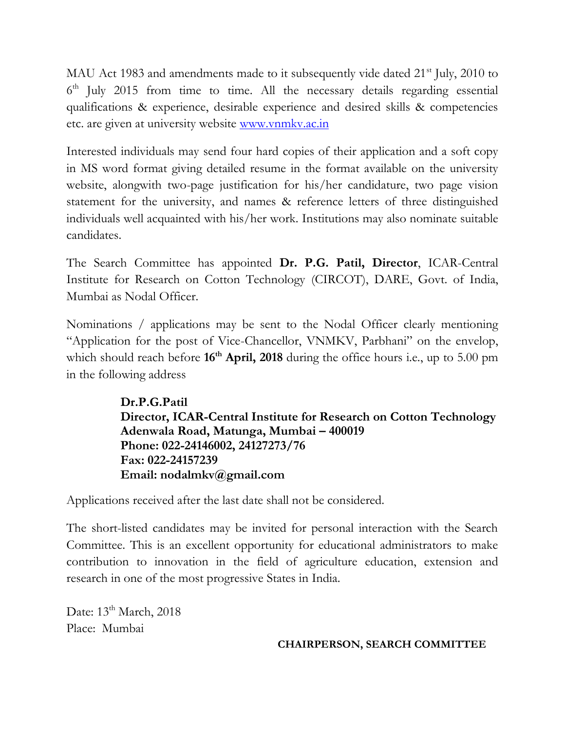MAU Act 1983 and amendments made to it subsequently vide dated 21st July, 2010 to 6th July 2015 from time to time. All the necessary details regarding essential qualifications & experience, desirable experience and desired skills & competencies etc. are given at university website www.vnmkv.ac.in

Interested individuals may send four hard copies of their application and a soft copy in MS word format giving detailed resume in the format available on the university website, alongwith two-page justification for his/her candidature, two page vision statement for the university, and names & reference letters of three distinguished individuals well acquainted with his/her work. Institutions may also nominate suitable candidates.

The Search Committee has appointed **Dr. P.G. Patil, Director**, ICAR-Central Institute for Research on Cotton Technology (CIRCOT), DARE, Govt. of India, Mumbai as Nodal Officer.

Nominations / applications may be sent to the Nodal Officer clearly mentioning "Application for the post of Vice-Chancellor, VNMKV, Parbhani" on the envelop, which should reach before **16th April, 2018** during the office hours i.e., up to 5.00 pm in the following address

**Dr.P.G.Patil**
**Director, ICAR-Central Institute for Research on Cotton Technology**
**Adenwala Road, Matunga, Mumbai – 400019**
**Phone: 022-24146002, 24127273/76**
**Fax: 022-24157239**
**Email: nodalmkv@gmail.com**

Applications received after the last date shall not be considered.

The short-listed candidates may be invited for personal interaction with the Search Committee. This is an excellent opportunity for educational administrators to make contribution to innovation in the field of agriculture education, extension and research in one of the most progressive States in India.

Date: 13th March, 2018
Place: Mumbai

**CHAIRPERSON, SEARCH COMMITTEE**